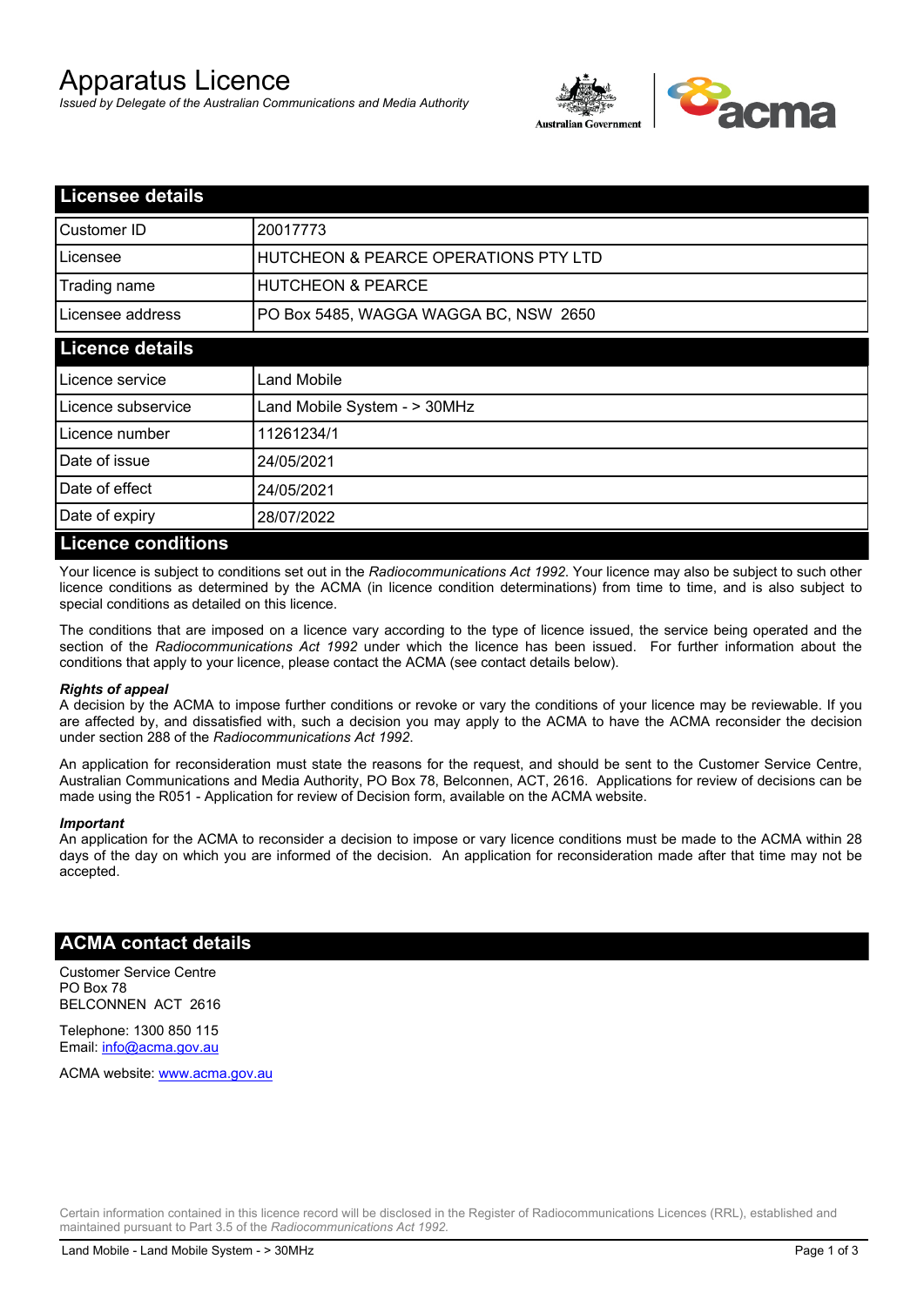# Apparatus Licence

*Issued by Delegate of the Australian Communications and Media Authority*

## Licensee details

| | |
|---|---|
| Customer ID | 20017773 |
| Licensee | HUTCHEON & PEARCE OPERATIONS PTY LTD |
| Trading name | HUTCHEON & PEARCE |
| Licensee address | PO Box 5485, WAGGA WAGGA BC, NSW 2650 |

## Licence details

| | |
|---|---|
| Licence service | Land Mobile |
| Licence subservice | Land Mobile System - > 30MHz |
| Licence number | 11261234/1 |
| Date of issue | 24/05/2021 |
| Date of effect | 24/05/2021 |
| Date of expiry | 28/07/2022 |

## Licence conditions

Your licence is subject to conditions set out in the *Radiocommunications Act 1992*. Your licence may also be subject to such other licence conditions as determined by the ACMA (in licence condition determinations) from time to time, and is also subject to special conditions as detailed on this licence.

The conditions that are imposed on a licence vary according to the type of licence issued, the service being operated and the section of the *Radiocommunications Act 1992* under which the licence has been issued. For further information about the conditions that apply to your licence, please contact the ACMA (see contact details below).

***Rights of appeal***

A decision by the ACMA to impose further conditions or revoke or vary the conditions of your licence may be reviewable. If you are affected by, and dissatisfied with, such a decision you may apply to the ACMA to have the ACMA reconsider the decision under section 288 of the *Radiocommunications Act 1992*.

An application for reconsideration must state the reasons for the request, and should be sent to the Customer Service Centre, Australian Communications and Media Authority, PO Box 78, Belconnen, ACT, 2616. Applications for review of decisions can be made using the R051 - Application for review of Decision form, available on the ACMA website.

***Important***

An application for the ACMA to reconsider a decision to impose or vary licence conditions must be made to the ACMA within 28 days of the day on which you are informed of the decision. An application for reconsideration made after that time may not be accepted.

## ACMA contact details

Customer Service Centre
PO Box 78
BELCONNEN ACT 2616

Telephone: 1300 850 115
Email: info@acma.gov.au

ACMA website: www.acma.gov.au

Certain information contained in this licence record will be disclosed in the Register of Radiocommunications Licences (RRL), established and maintained pursuant to Part 3.5 of the *Radiocommunications Act 1992.*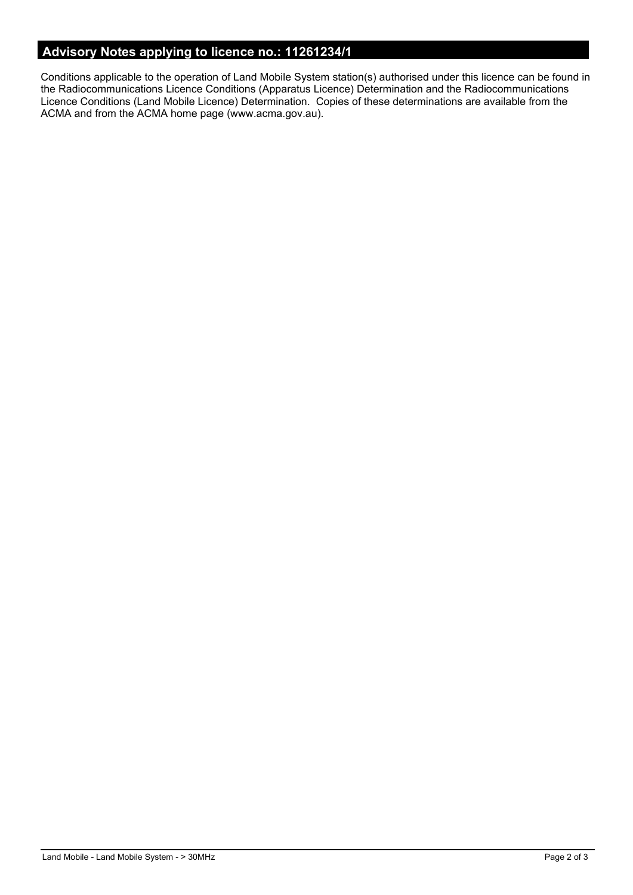## Advisory Notes applying to licence no.: 11261234/1

Conditions applicable to the operation of Land Mobile System station(s) authorised under this licence can be found in the Radiocommunications Licence Conditions (Apparatus Licence) Determination and the Radiocommunications Licence Conditions (Land Mobile Licence) Determination. Copies of these determinations are available from the ACMA and from the ACMA home page (www.acma.gov.au).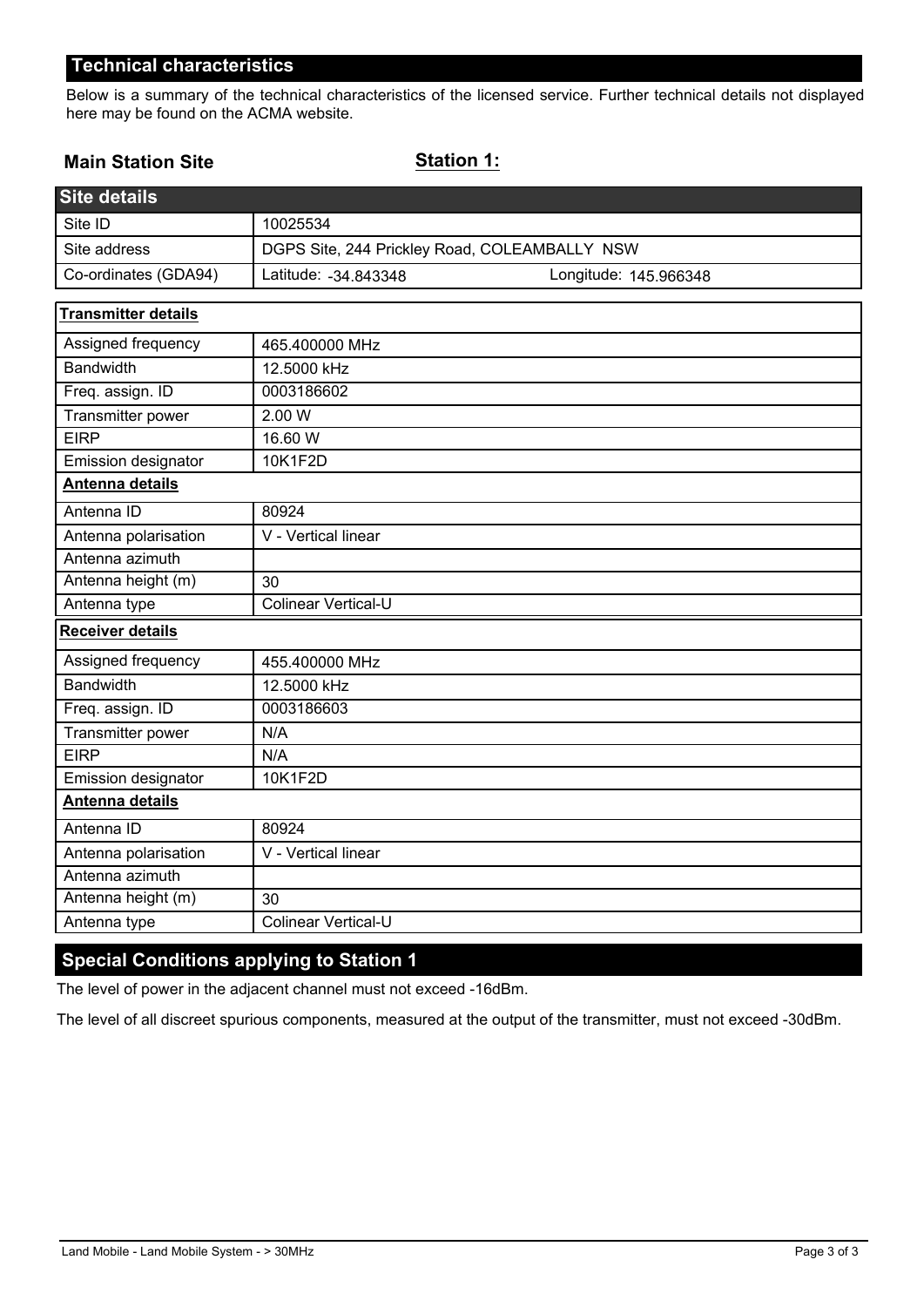## Technical characteristics

Below is a summary of the technical characteristics of the licensed service. Further technical details not displayed here may be found on the ACMA website.

**Main Station Site** **Station 1:**

| Site details | |
|---|---|
| Site ID | 10025534 |
| Site address | DGPS Site, 244 Prickley Road, COLEAMBALLY NSW |
| Co-ordinates (GDA94) | Latitude: -34.843348 Longitude: 145.966348 |

| **Transmitter details** | |
|---|---|
| Assigned frequency | 465.400000 MHz |
| Bandwidth | 12.5000 kHz |
| Freq. assign. ID | 0003186602 |
| Transmitter power | 2.00 W |
| EIRP | 16.60 W |
| Emission designator | 10K1F2D |
| **Antenna details** | |
| Antenna ID | 80924 |
| Antenna polarisation | V - Vertical linear |
| Antenna azimuth | |
| Antenna height (m) | 30 |
| Antenna type | Colinear Vertical-U |
| **Receiver details** | |
| Assigned frequency | 455.400000 MHz |
| Bandwidth | 12.5000 kHz |
| Freq. assign. ID | 0003186603 |
| Transmitter power | N/A |
| EIRP | N/A |
| Emission designator | 10K1F2D |
| **Antenna details** | |
| Antenna ID | 80924 |
| Antenna polarisation | V - Vertical linear |
| Antenna azimuth | |
| Antenna height (m) | 30 |
| Antenna type | Colinear Vertical-U |

## Special Conditions applying to Station 1

The level of power in the adjacent channel must not exceed -16dBm.

The level of all discreet spurious components, measured at the output of the transmitter, must not exceed -30dBm.